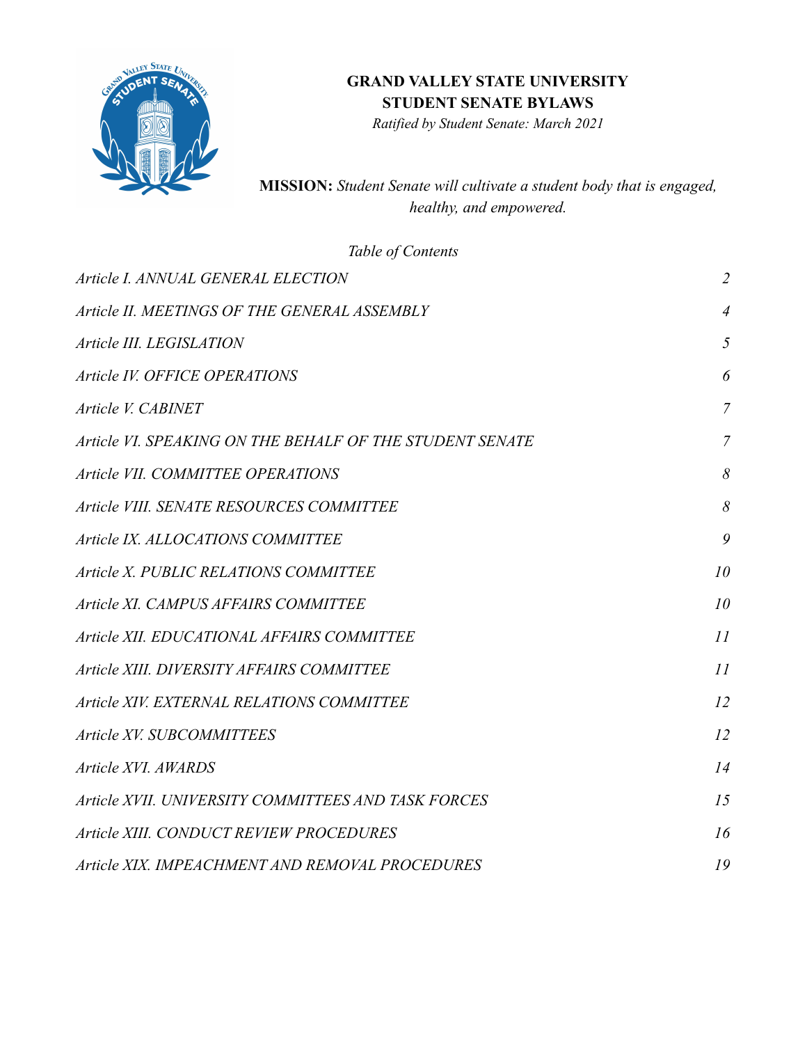# GRAND VALLEY STATE UNIVERSITY
# STUDENT SENATE BYLAWS

*Ratified by Student Senate: March 2021*

**MISSION:** *Student Senate will cultivate a student body that is engaged, healthy, and empowered.*

*Table of Contents*

| | |
|---|---|
| *Article I. ANNUAL GENERAL ELECTION* | *2* |
| *Article II. MEETINGS OF THE GENERAL ASSEMBLY* | *4* |
| *Article III. LEGISLATION* | *5* |
| *Article IV. OFFICE OPERATIONS* | *6* |
| *Article V. CABINET* | *7* |
| *Article VI. SPEAKING ON THE BEHALF OF THE STUDENT SENATE* | *7* |
| *Article VII. COMMITTEE OPERATIONS* | *8* |
| *Article VIII. SENATE RESOURCES COMMITTEE* | *8* |
| *Article IX. ALLOCATIONS COMMITTEE* | *9* |
| *Article X. PUBLIC RELATIONS COMMITTEE* | *10* |
| *Article XI. CAMPUS AFFAIRS COMMITTEE* | *10* |
| *Article XII. EDUCATIONAL AFFAIRS COMMITTEE* | *11* |
| *Article XIII. DIVERSITY AFFAIRS COMMITTEE* | *11* |
| *Article XIV. EXTERNAL RELATIONS COMMITTEE* | *12* |
| *Article XV. SUBCOMMITTEES* | *12* |
| *Article XVI. AWARDS* | *14* |
| *Article XVII. UNIVERSITY COMMITTEES AND TASK FORCES* | *15* |
| *Article XIII. CONDUCT REVIEW PROCEDURES* | *16* |
| *Article XIX. IMPEACHMENT AND REMOVAL PROCEDURES* | *19* |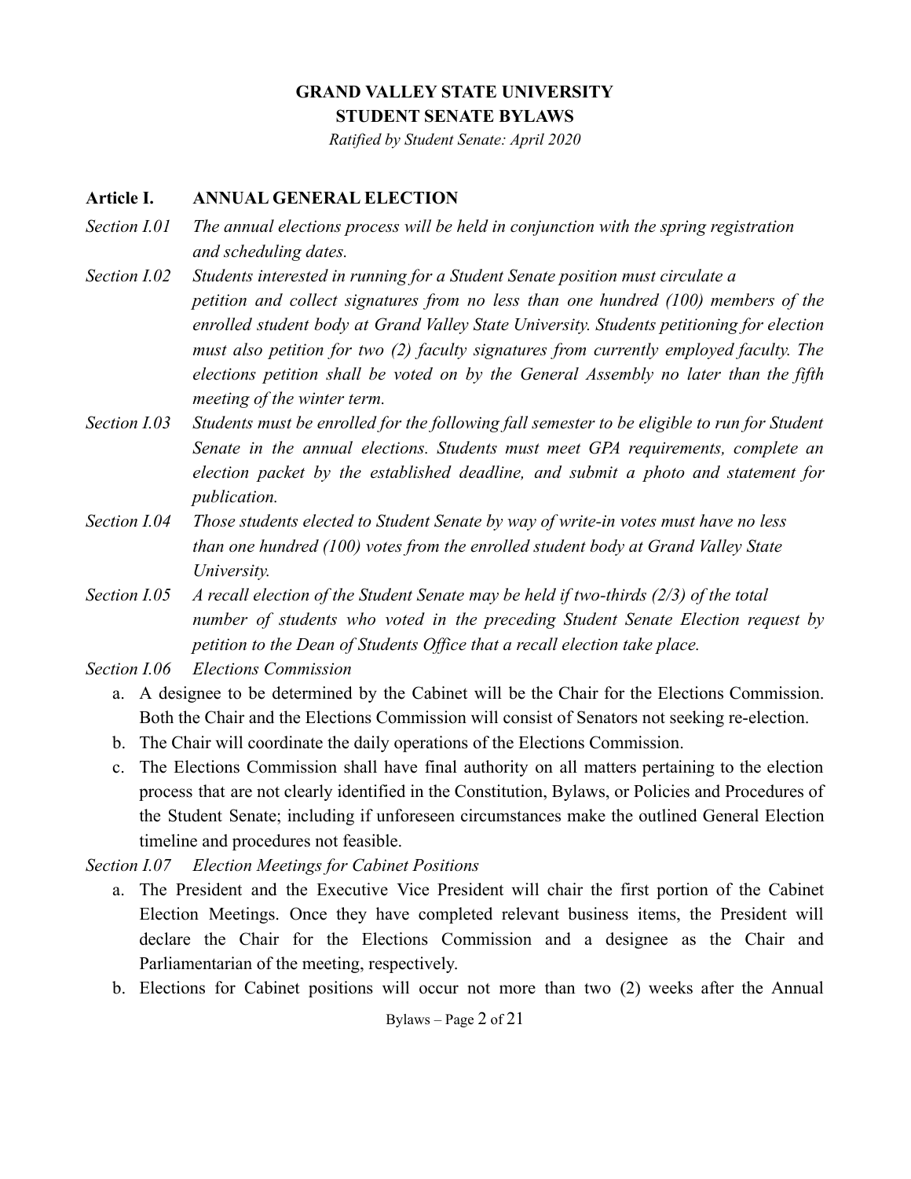# GRAND VALLEY STATE UNIVERSITY
# STUDENT SENATE BYLAWS

*Ratified by Student Senate: April 2020*

## Article I. ANNUAL GENERAL ELECTION

*Section I.01* *The annual elections process will be held in conjunction with the spring registration and scheduling dates.*

*Section I.02* *Students interested in running for a Student Senate position must circulate a petition and collect signatures from no less than one hundred (100) members of the enrolled student body at Grand Valley State University. Students petitioning for election must also petition for two (2) faculty signatures from currently employed faculty. The elections petition shall be voted on by the General Assembly no later than the fifth meeting of the winter term.*

*Section I.03* *Students must be enrolled for the following fall semester to be eligible to run for Student Senate in the annual elections. Students must meet GPA requirements, complete an election packet by the established deadline, and submit a photo and statement for publication.*

*Section I.04* *Those students elected to Student Senate by way of write-in votes must have no less than one hundred (100) votes from the enrolled student body at Grand Valley State University.*

*Section I.05* *A recall election of the Student Senate may be held if two-thirds (2/3) of the total number of students who voted in the preceding Student Senate Election request by petition to the Dean of Students Office that a recall election take place.*

*Section I.06* *Elections Commission*

a. A designee to be determined by the Cabinet will be the Chair for the Elections Commission. Both the Chair and the Elections Commission will consist of Senators not seeking re-election.
b. The Chair will coordinate the daily operations of the Elections Commission.
c. The Elections Commission shall have final authority on all matters pertaining to the election process that are not clearly identified in the Constitution, Bylaws, or Policies and Procedures of the Student Senate; including if unforeseen circumstances make the outlined General Election timeline and procedures not feasible.

*Section I.07* *Election Meetings for Cabinet Positions*

a. The President and the Executive Vice President will chair the first portion of the Cabinet Election Meetings. Once they have completed relevant business items, the President will declare the Chair for the Elections Commission and a designee as the Chair and Parliamentarian of the meeting, respectively.
b. Elections for Cabinet positions will occur not more than two (2) weeks after the Annual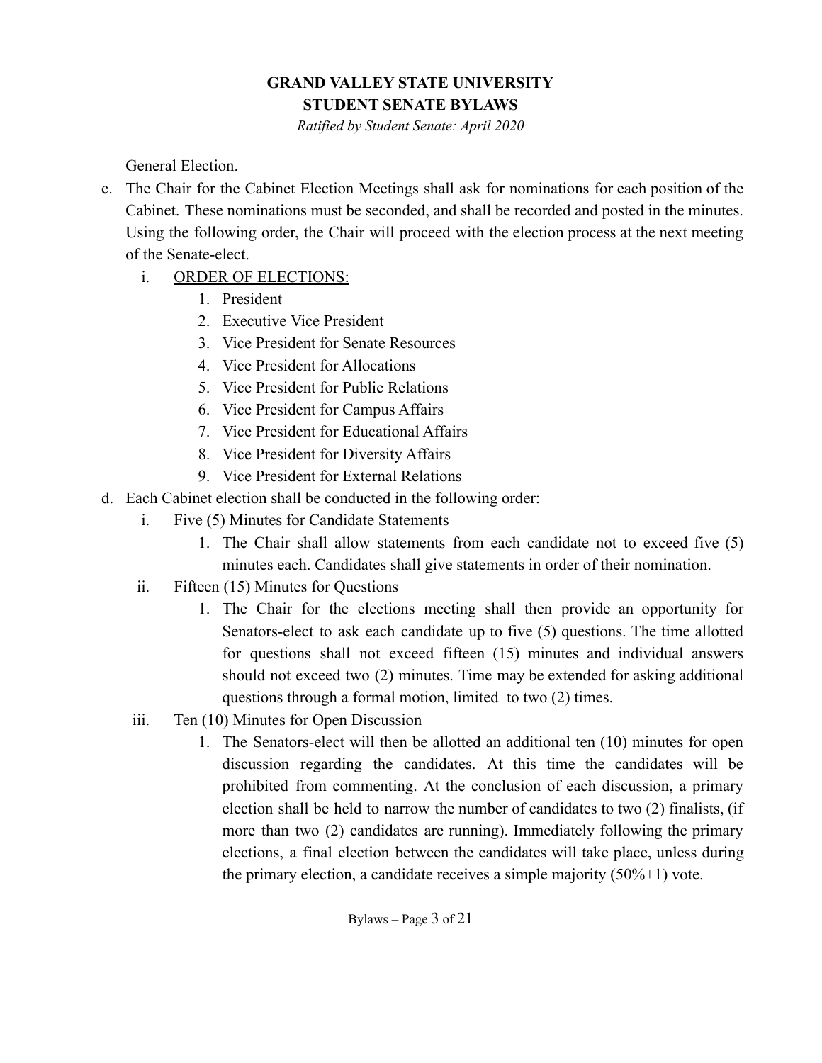General Election.

c. The Chair for the Cabinet Election Meetings shall ask for nominations for each position of the Cabinet. These nominations must be seconded, and shall be recorded and posted in the minutes. Using the following order, the Chair will proceed with the election process at the next meeting of the Senate-elect.
    i. <u>ORDER OF ELECTIONS:</u>
        1. President
        2. Executive Vice President
        3. Vice President for Senate Resources
        4. Vice President for Allocations
        5. Vice President for Public Relations
        6. Vice President for Campus Affairs
        7. Vice President for Educational Affairs
        8. Vice President for Diversity Affairs
        9. Vice President for External Relations

d. Each Cabinet election shall be conducted in the following order:
    i. Five (5) Minutes for Candidate Statements
        1. The Chair shall allow statements from each candidate not to exceed five (5) minutes each. Candidates shall give statements in order of their nomination.
    ii. Fifteen (15) Minutes for Questions
        1. The Chair for the elections meeting shall then provide an opportunity for Senators-elect to ask each candidate up to five (5) questions. The time allotted for questions shall not exceed fifteen (15) minutes and individual answers should not exceed two (2) minutes. Time may be extended for asking additional questions through a formal motion, limited to two (2) times.
    iii. Ten (10) Minutes for Open Discussion
        1. The Senators-elect will then be allotted an additional ten (10) minutes for open discussion regarding the candidates. At this time the candidates will be prohibited from commenting. At the conclusion of each discussion, a primary election shall be held to narrow the number of candidates to two (2) finalists, (if more than two (2) candidates are running). Immediately following the primary elections, a final election between the candidates will take place, unless during the primary election, a candidate receives a simple majority (50%+1) vote.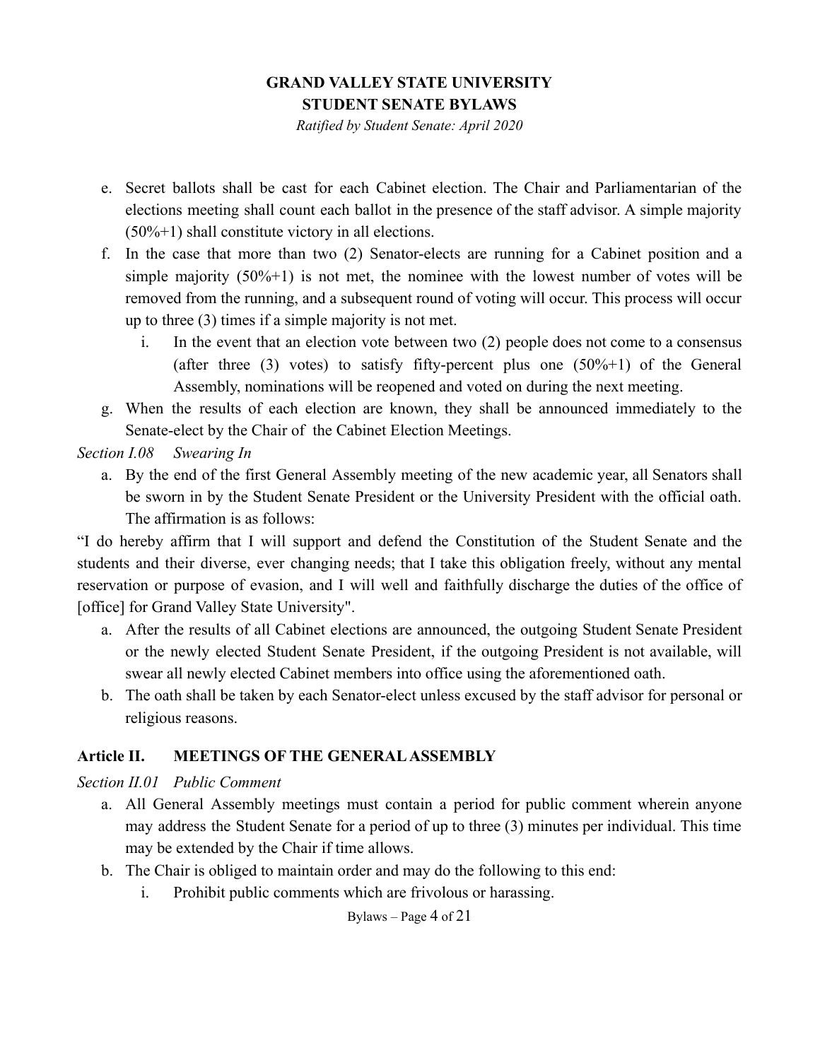e. Secret ballots shall be cast for each Cabinet election. The Chair and Parliamentarian of the elections meeting shall count each ballot in the presence of the staff advisor. A simple majority (50%+1) shall constitute victory in all elections.

f. In the case that more than two (2) Senator-elects are running for a Cabinet position and a simple majority (50%+1) is not met, the nominee with the lowest number of votes will be removed from the running, and a subsequent round of voting will occur. This process will occur up to three (3) times if a simple majority is not met.

   i. In the event that an election vote between two (2) people does not come to a consensus (after three (3) votes) to satisfy fifty-percent plus one (50%+1) of the General Assembly, nominations will be reopened and voted on during the next meeting.

g. When the results of each election are known, they shall be announced immediately to the Senate-elect by the Chair of the Cabinet Election Meetings.

*Section I.08 Swearing In*

a. By the end of the first General Assembly meeting of the new academic year, all Senators shall be sworn in by the Student Senate President or the University President with the official oath. The affirmation is as follows:

"I do hereby affirm that I will support and defend the Constitution of the Student Senate and the students and their diverse, ever changing needs; that I take this obligation freely, without any mental reservation or purpose of evasion, and I will well and faithfully discharge the duties of the office of [office] for Grand Valley State University".

a. After the results of all Cabinet elections are announced, the outgoing Student Senate President or the newly elected Student Senate President, if the outgoing President is not available, will swear all newly elected Cabinet members into office using the aforementioned oath.

b. The oath shall be taken by each Senator-elect unless excused by the staff advisor for personal or religious reasons.

## Article II. MEETINGS OF THE GENERAL ASSEMBLY

*Section II.01 Public Comment*

a. All General Assembly meetings must contain a period for public comment wherein anyone may address the Student Senate for a period of up to three (3) minutes per individual. This time may be extended by the Chair if time allows.

b. The Chair is obliged to maintain order and may do the following to this end:

   i. Prohibit public comments which are frivolous or harassing.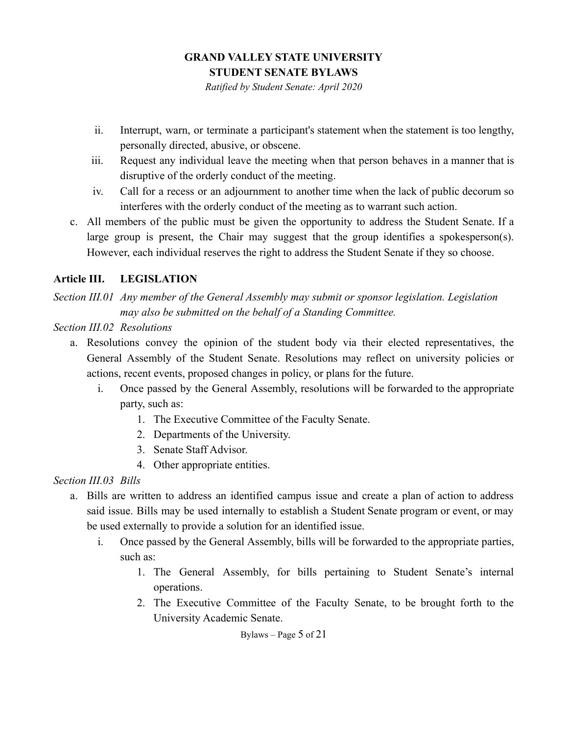ii. Interrupt, warn, or terminate a participant's statement when the statement is too lengthy, personally directed, abusive, or obscene.
iii. Request any individual leave the meeting when that person behaves in a manner that is disruptive of the orderly conduct of the meeting.
iv. Call for a recess or an adjournment to another time when the lack of public decorum so interferes with the orderly conduct of the meeting as to warrant such action.

c. All members of the public must be given the opportunity to address the Student Senate. If a large group is present, the Chair may suggest that the group identifies a spokesperson(s). However, each individual reserves the right to address the Student Senate if they so choose.

## Article III. LEGISLATION

*Section III.01 Any member of the General Assembly may submit or sponsor legislation. Legislation may also be submitted on the behalf of a Standing Committee.*

*Section III.02 Resolutions*

a. Resolutions convey the opinion of the student body via their elected representatives, the General Assembly of the Student Senate. Resolutions may reflect on university policies or actions, recent events, proposed changes in policy, or plans for the future.
   i. Once passed by the General Assembly, resolutions will be forwarded to the appropriate party, such as:
      1. The Executive Committee of the Faculty Senate.
      2. Departments of the University.
      3. Senate Staff Advisor.
      4. Other appropriate entities.

*Section III.03 Bills*

a. Bills are written to address an identified campus issue and create a plan of action to address said issue. Bills may be used internally to establish a Student Senate program or event, or may be used externally to provide a solution for an identified issue.
   i. Once passed by the General Assembly, bills will be forwarded to the appropriate parties, such as:
      1. The General Assembly, for bills pertaining to Student Senate's internal operations.
      2. The Executive Committee of the Faculty Senate, to be brought forth to the University Academic Senate.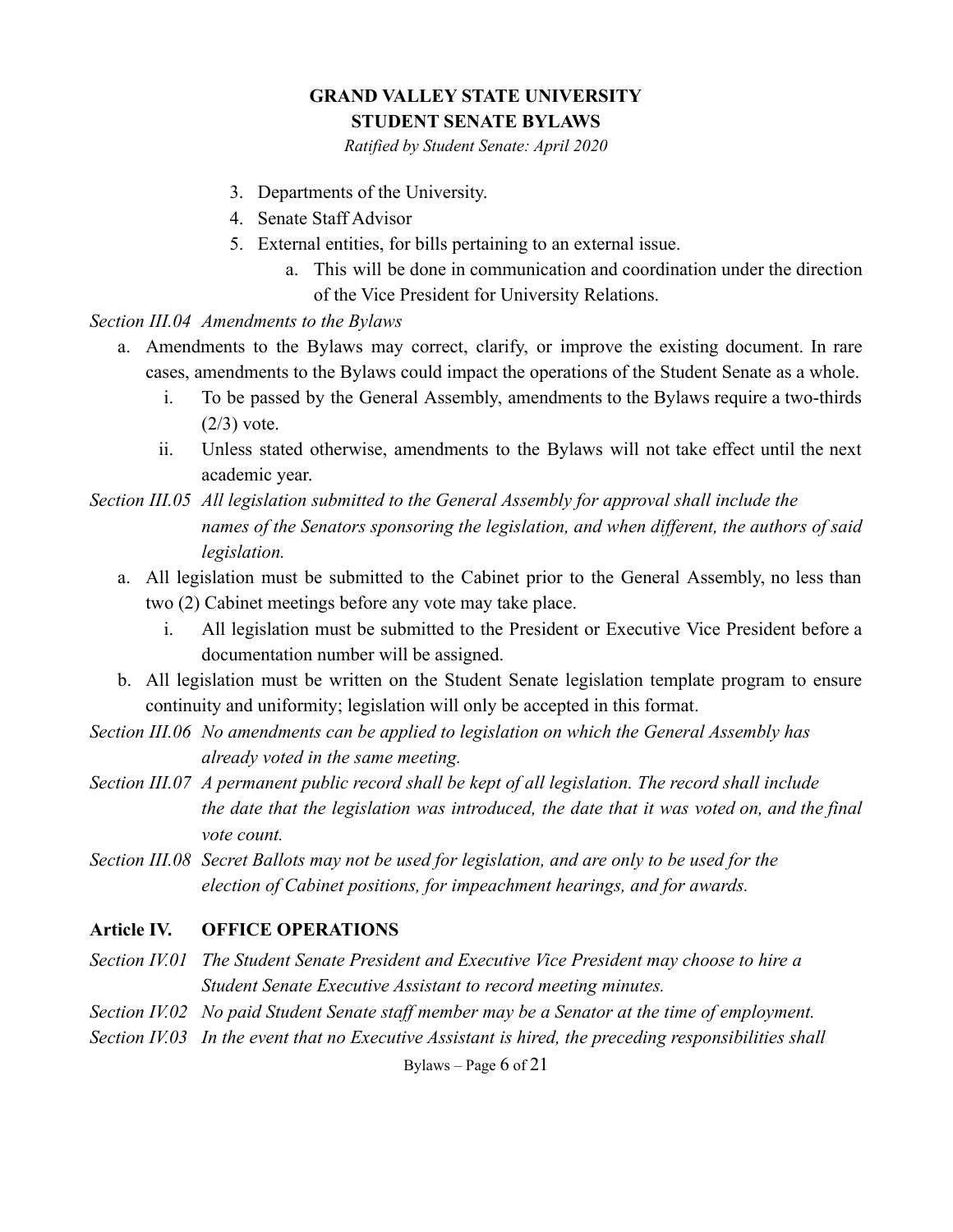3. Departments of the University.
4. Senate Staff Advisor
5. External entities, for bills pertaining to an external issue.
    a. This will be done in communication and coordination under the direction of the Vice President for University Relations.

*Section III.04 Amendments to the Bylaws*

a. Amendments to the Bylaws may correct, clarify, or improve the existing document. In rare cases, amendments to the Bylaws could impact the operations of the Student Senate as a whole.
    i. To be passed by the General Assembly, amendments to the Bylaws require a two-thirds (2/3) vote.
    ii. Unless stated otherwise, amendments to the Bylaws will not take effect until the next academic year.

*Section III.05 All legislation submitted to the General Assembly for approval shall include the names of the Senators sponsoring the legislation, and when different, the authors of said legislation.*

a. All legislation must be submitted to the Cabinet prior to the General Assembly, no less than two (2) Cabinet meetings before any vote may take place.
    i. All legislation must be submitted to the President or Executive Vice President before a documentation number will be assigned.
b. All legislation must be written on the Student Senate legislation template program to ensure continuity and uniformity; legislation will only be accepted in this format.

*Section III.06 No amendments can be applied to legislation on which the General Assembly has already voted in the same meeting.*

*Section III.07 A permanent public record shall be kept of all legislation. The record shall include the date that the legislation was introduced, the date that it was voted on, and the final vote count.*

*Section III.08 Secret Ballots may not be used for legislation, and are only to be used for the election of Cabinet positions, for impeachment hearings, and for awards.*

## Article IV. OFFICE OPERATIONS

*Section IV.01 The Student Senate President and Executive Vice President may choose to hire a Student Senate Executive Assistant to record meeting minutes.*

*Section IV.02 No paid Student Senate staff member may be a Senator at the time of employment.*

*Section IV.03 In the event that no Executive Assistant is hired, the preceding responsibilities shall*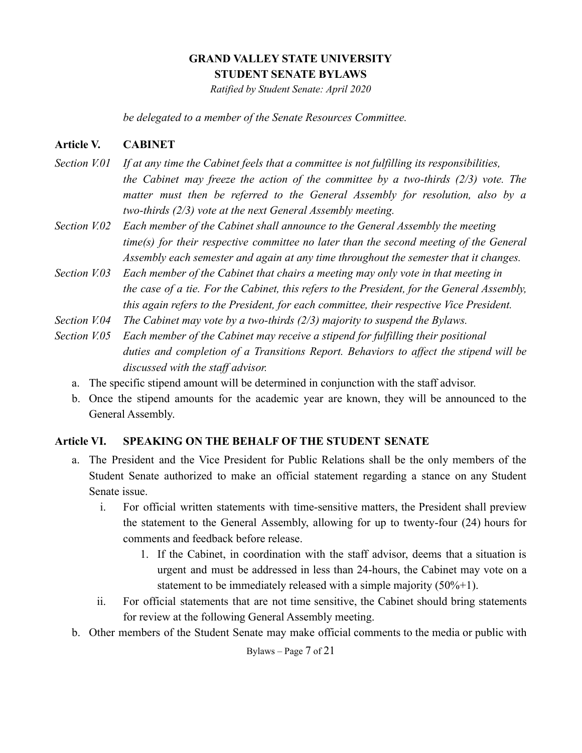*be delegated to a member of the Senate Resources Committee.*

## Article V. CABINET

*Section V.01 If at any time the Cabinet feels that a committee is not fulfilling its responsibilities, the Cabinet may freeze the action of the committee by a two-thirds (2/3) vote. The matter must then be referred to the General Assembly for resolution, also by a two-thirds (2/3) vote at the next General Assembly meeting.*

*Section V.02 Each member of the Cabinet shall announce to the General Assembly the meeting time(s) for their respective committee no later than the second meeting of the General Assembly each semester and again at any time throughout the semester that it changes.*

*Section V.03 Each member of the Cabinet that chairs a meeting may only vote in that meeting in the case of a tie. For the Cabinet, this refers to the President, for the General Assembly, this again refers to the President, for each committee, their respective Vice President.*

*Section V.04 The Cabinet may vote by a two-thirds (2/3) majority to suspend the Bylaws.*

*Section V.05 Each member of the Cabinet may receive a stipend for fulfilling their positional duties and completion of a Transitions Report. Behaviors to affect the stipend will be discussed with the staff advisor.*

a. The specific stipend amount will be determined in conjunction with the staff advisor.
b. Once the stipend amounts for the academic year are known, they will be announced to the General Assembly.

## Article VI. SPEAKING ON THE BEHALF OF THE STUDENT SENATE

a. The President and the Vice President for Public Relations shall be the only members of the Student Senate authorized to make an official statement regarding a stance on any Student Senate issue.
   i. For official written statements with time-sensitive matters, the President shall preview the statement to the General Assembly, allowing for up to twenty-four (24) hours for comments and feedback before release.
      1. If the Cabinet, in coordination with the staff advisor, deems that a situation is urgent and must be addressed in less than 24-hours, the Cabinet may vote on a statement to be immediately released with a simple majority (50%+1).
   ii. For official statements that are not time sensitive, the Cabinet should bring statements for review at the following General Assembly meeting.
b. Other members of the Student Senate may make official comments to the media or public with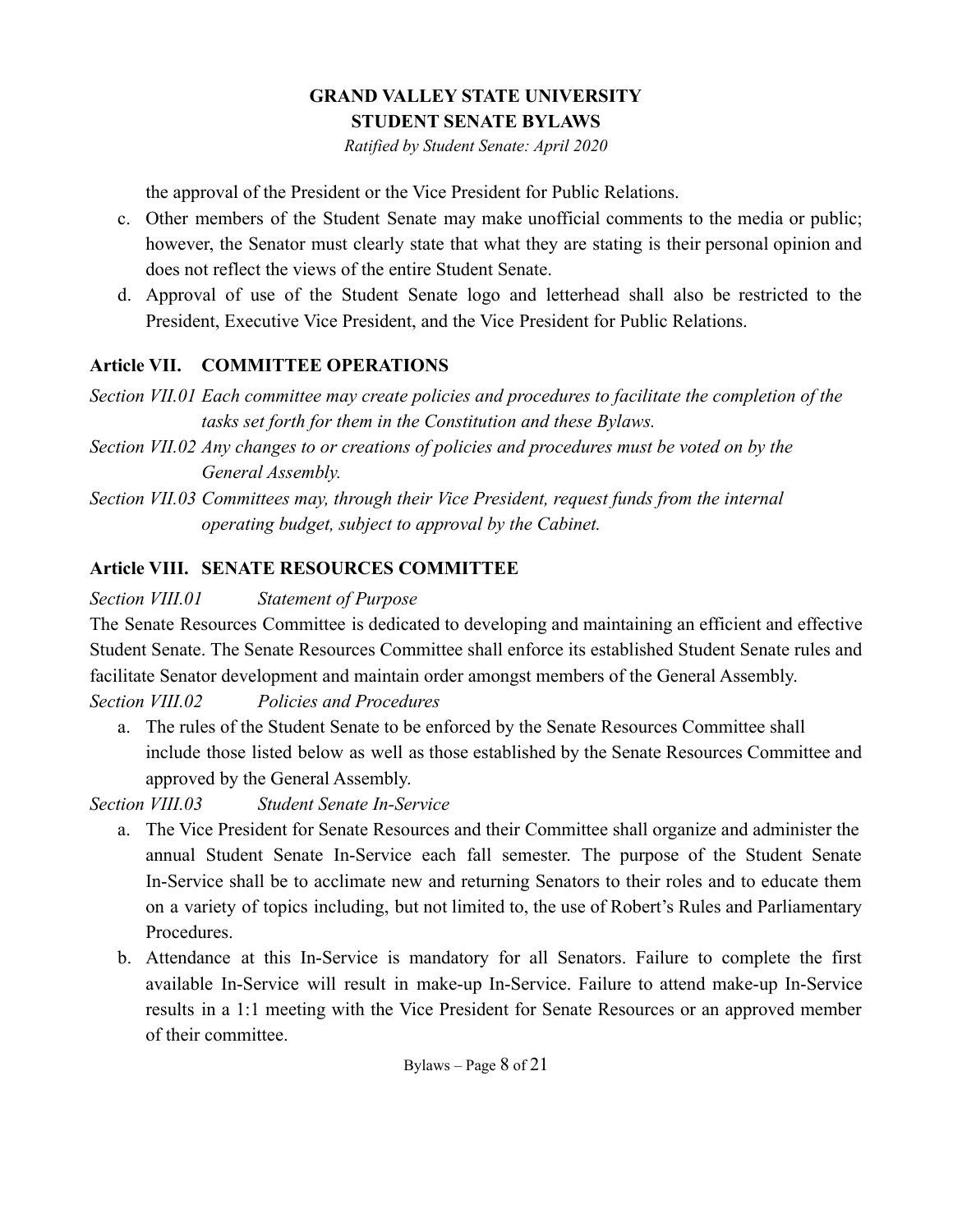the approval of the President or the Vice President for Public Relations.

c. Other members of the Student Senate may make unofficial comments to the media or public; however, the Senator must clearly state that what they are stating is their personal opinion and does not reflect the views of the entire Student Senate.
d. Approval of use of the Student Senate logo and letterhead shall also be restricted to the President, Executive Vice President, and the Vice President for Public Relations.

## Article VII. COMMITTEE OPERATIONS

*Section VII.01 Each committee may create policies and procedures to facilitate the completion of the tasks set forth for them in the Constitution and these Bylaws.*

*Section VII.02 Any changes to or creations of policies and procedures must be voted on by the General Assembly.*

*Section VII.03 Committees may, through their Vice President, request funds from the internal operating budget, subject to approval by the Cabinet.*

## Article VIII. SENATE RESOURCES COMMITTEE

*Section VIII.01 Statement of Purpose*

The Senate Resources Committee is dedicated to developing and maintaining an efficient and effective Student Senate. The Senate Resources Committee shall enforce its established Student Senate rules and facilitate Senator development and maintain order amongst members of the General Assembly.

*Section VIII.02 Policies and Procedures*

a. The rules of the Student Senate to be enforced by the Senate Resources Committee shall include those listed below as well as those established by the Senate Resources Committee and approved by the General Assembly.

*Section VIII.03 Student Senate In-Service*

a. The Vice President for Senate Resources and their Committee shall organize and administer the annual Student Senate In-Service each fall semester. The purpose of the Student Senate In-Service shall be to acclimate new and returning Senators to their roles and to educate them on a variety of topics including, but not limited to, the use of Robert's Rules and Parliamentary Procedures.
b. Attendance at this In-Service is mandatory for all Senators. Failure to complete the first available In-Service will result in make-up In-Service. Failure to attend make-up In-Service results in a 1:1 meeting with the Vice President for Senate Resources or an approved member of their committee.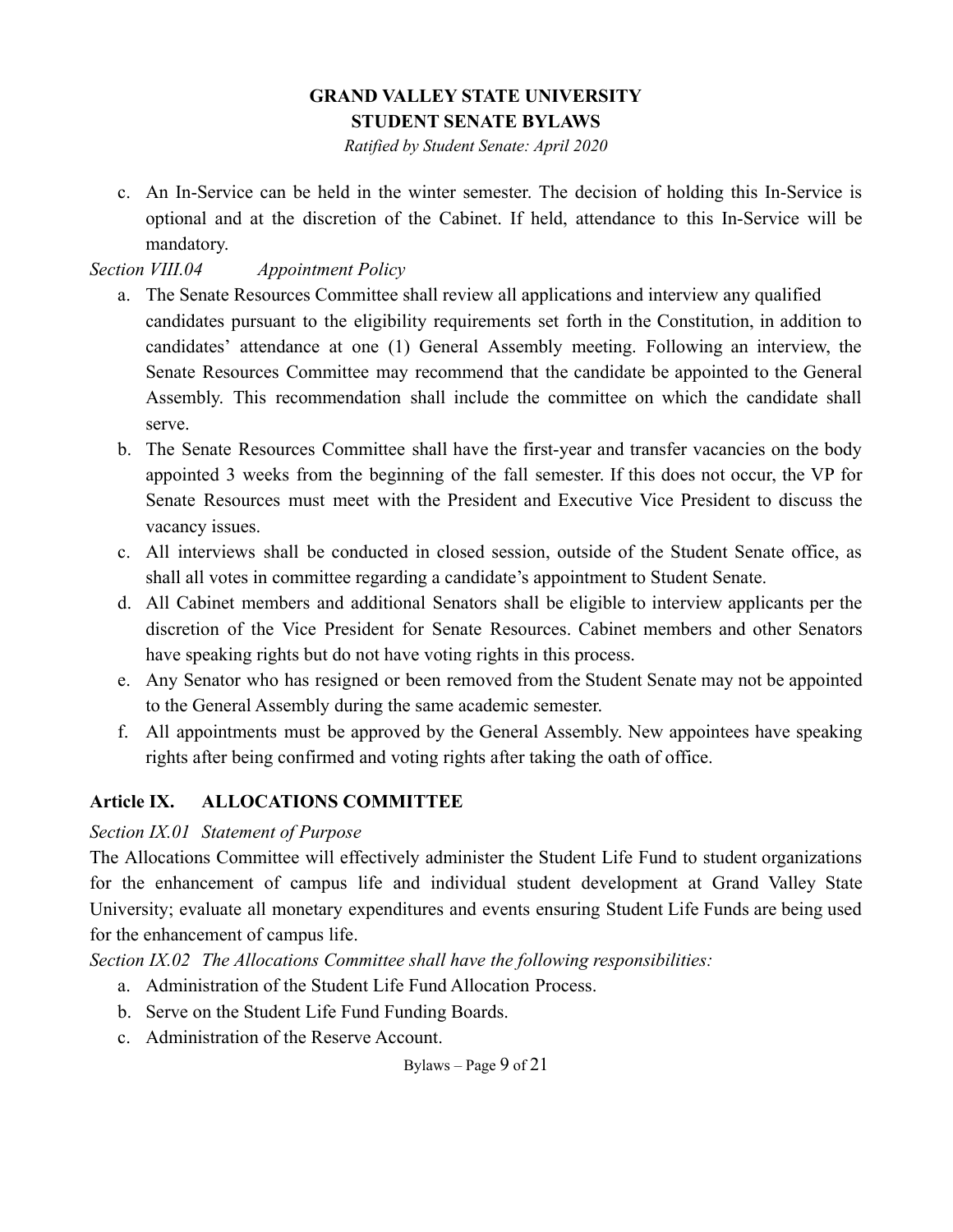c. An In-Service can be held in the winter semester. The decision of holding this In-Service is optional and at the discretion of the Cabinet. If held, attendance to this In-Service will be mandatory.

*Section VIII.04 Appointment Policy*

a. The Senate Resources Committee shall review all applications and interview any qualified candidates pursuant to the eligibility requirements set forth in the Constitution, in addition to candidates' attendance at one (1) General Assembly meeting. Following an interview, the Senate Resources Committee may recommend that the candidate be appointed to the General Assembly. This recommendation shall include the committee on which the candidate shall serve.
b. The Senate Resources Committee shall have the first-year and transfer vacancies on the body appointed 3 weeks from the beginning of the fall semester. If this does not occur, the VP for Senate Resources must meet with the President and Executive Vice President to discuss the vacancy issues.
c. All interviews shall be conducted in closed session, outside of the Student Senate office, as shall all votes in committee regarding a candidate's appointment to Student Senate.
d. All Cabinet members and additional Senators shall be eligible to interview applicants per the discretion of the Vice President for Senate Resources. Cabinet members and other Senators have speaking rights but do not have voting rights in this process.
e. Any Senator who has resigned or been removed from the Student Senate may not be appointed to the General Assembly during the same academic semester.
f. All appointments must be approved by the General Assembly. New appointees have speaking rights after being confirmed and voting rights after taking the oath of office.

## Article IX. ALLOCATIONS COMMITTEE

*Section IX.01 Statement of Purpose*

The Allocations Committee will effectively administer the Student Life Fund to student organizations for the enhancement of campus life and individual student development at Grand Valley State University; evaluate all monetary expenditures and events ensuring Student Life Funds are being used for the enhancement of campus life.

*Section IX.02 The Allocations Committee shall have the following responsibilities:*

a. Administration of the Student Life Fund Allocation Process.
b. Serve on the Student Life Fund Funding Boards.
c. Administration of the Reserve Account.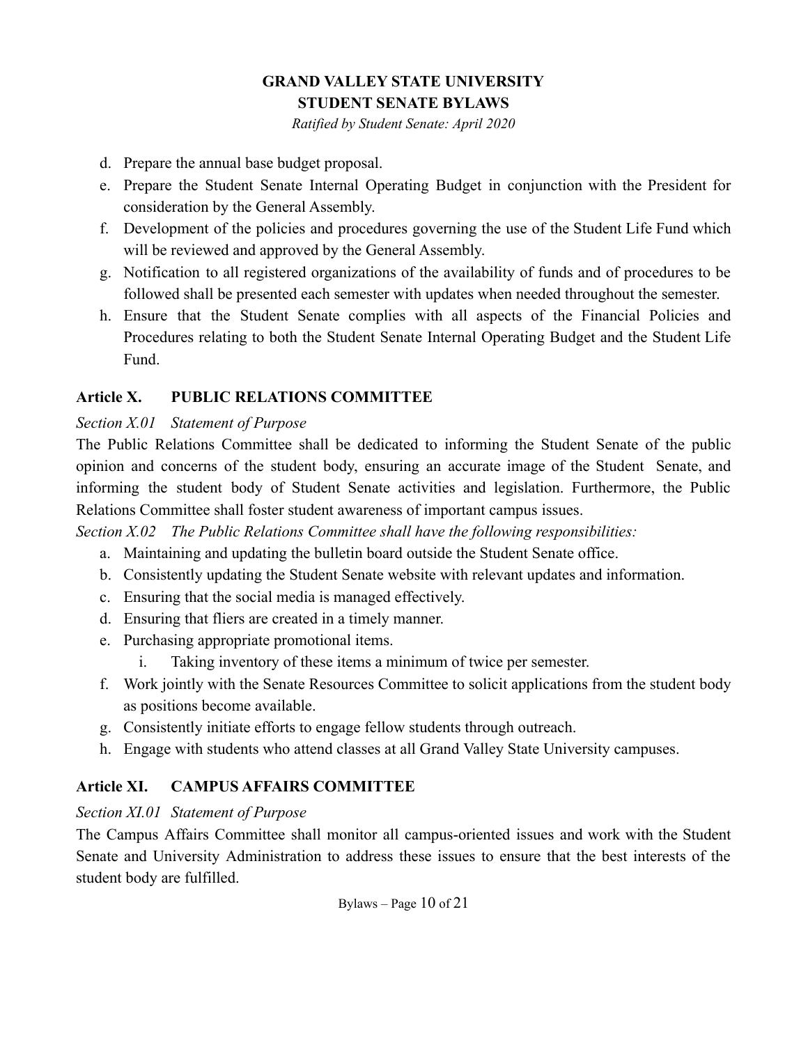d. Prepare the annual base budget proposal.
e. Prepare the Student Senate Internal Operating Budget in conjunction with the President for consideration by the General Assembly.
f. Development of the policies and procedures governing the use of the Student Life Fund which will be reviewed and approved by the General Assembly.
g. Notification to all registered organizations of the availability of funds and of procedures to be followed shall be presented each semester with updates when needed throughout the semester.
h. Ensure that the Student Senate complies with all aspects of the Financial Policies and Procedures relating to both the Student Senate Internal Operating Budget and the Student Life Fund.

## Article X. PUBLIC RELATIONS COMMITTEE

*Section X.01 Statement of Purpose*

The Public Relations Committee shall be dedicated to informing the Student Senate of the public opinion and concerns of the student body, ensuring an accurate image of the Student Senate, and informing the student body of Student Senate activities and legislation. Furthermore, the Public Relations Committee shall foster student awareness of important campus issues.

*Section X.02 The Public Relations Committee shall have the following responsibilities:*

a. Maintaining and updating the bulletin board outside the Student Senate office.
b. Consistently updating the Student Senate website with relevant updates and information.
c. Ensuring that the social media is managed effectively.
d. Ensuring that fliers are created in a timely manner.
e. Purchasing appropriate promotional items.
    i. Taking inventory of these items a minimum of twice per semester.
f. Work jointly with the Senate Resources Committee to solicit applications from the student body as positions become available.
g. Consistently initiate efforts to engage fellow students through outreach.
h. Engage with students who attend classes at all Grand Valley State University campuses.

## Article XI. CAMPUS AFFAIRS COMMITTEE

*Section XI.01 Statement of Purpose*

The Campus Affairs Committee shall monitor all campus-oriented issues and work with the Student Senate and University Administration to address these issues to ensure that the best interests of the student body are fulfilled.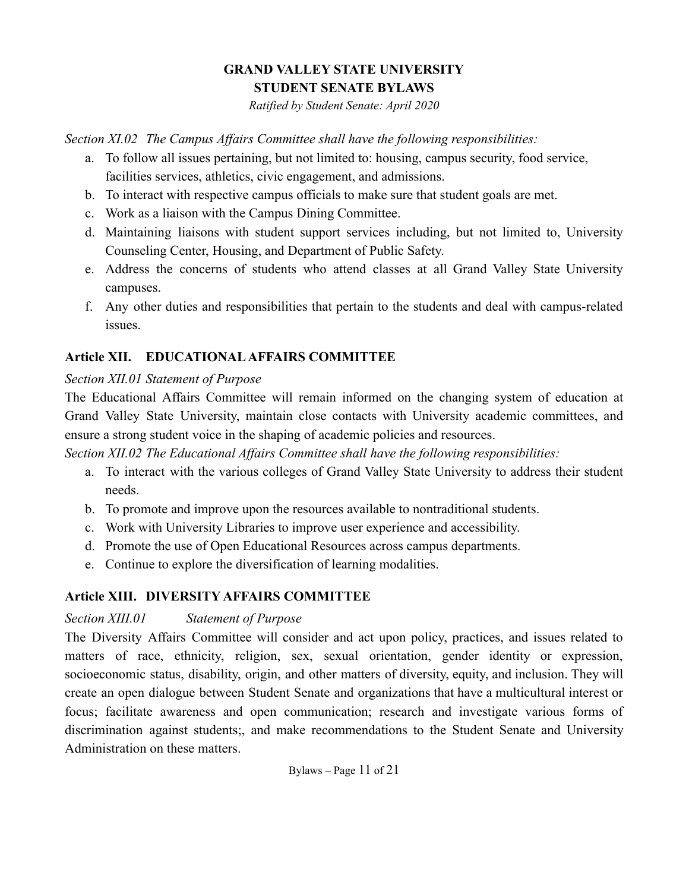*Section XI.02 The Campus Affairs Committee shall have the following responsibilities:*

a. To follow all issues pertaining, but not limited to: housing, campus security, food service, facilities services, athletics, civic engagement, and admissions.
b. To interact with respective campus officials to make sure that student goals are met.
c. Work as a liaison with the Campus Dining Committee.
d. Maintaining liaisons with student support services including, but not limited to, University Counseling Center, Housing, and Department of Public Safety.
e. Address the concerns of students who attend classes at all Grand Valley State University campuses.
f. Any other duties and responsibilities that pertain to the students and deal with campus-related issues.

## Article XII. EDUCATIONAL AFFAIRS COMMITTEE

*Section XII.01 Statement of Purpose*

The Educational Affairs Committee will remain informed on the changing system of education at Grand Valley State University, maintain close contacts with University academic committees, and ensure a strong student voice in the shaping of academic policies and resources.

*Section XII.02 The Educational Affairs Committee shall have the following responsibilities:*

a. To interact with the various colleges of Grand Valley State University to address their student needs.
b. To promote and improve upon the resources available to nontraditional students.
c. Work with University Libraries to improve user experience and accessibility.
d. Promote the use of Open Educational Resources across campus departments.
e. Continue to explore the diversification of learning modalities.

## Article XIII. DIVERSITY AFFAIRS COMMITTEE

*Section XIII.01 Statement of Purpose*

The Diversity Affairs Committee will consider and act upon policy, practices, and issues related to matters of race, ethnicity, religion, sex, sexual orientation, gender identity or expression, socioeconomic status, disability, origin, and other matters of diversity, equity, and inclusion. They will create an open dialogue between Student Senate and organizations that have a multicultural interest or focus; facilitate awareness and open communication; research and investigate various forms of discrimination against students;, and make recommendations to the Student Senate and University Administration on these matters.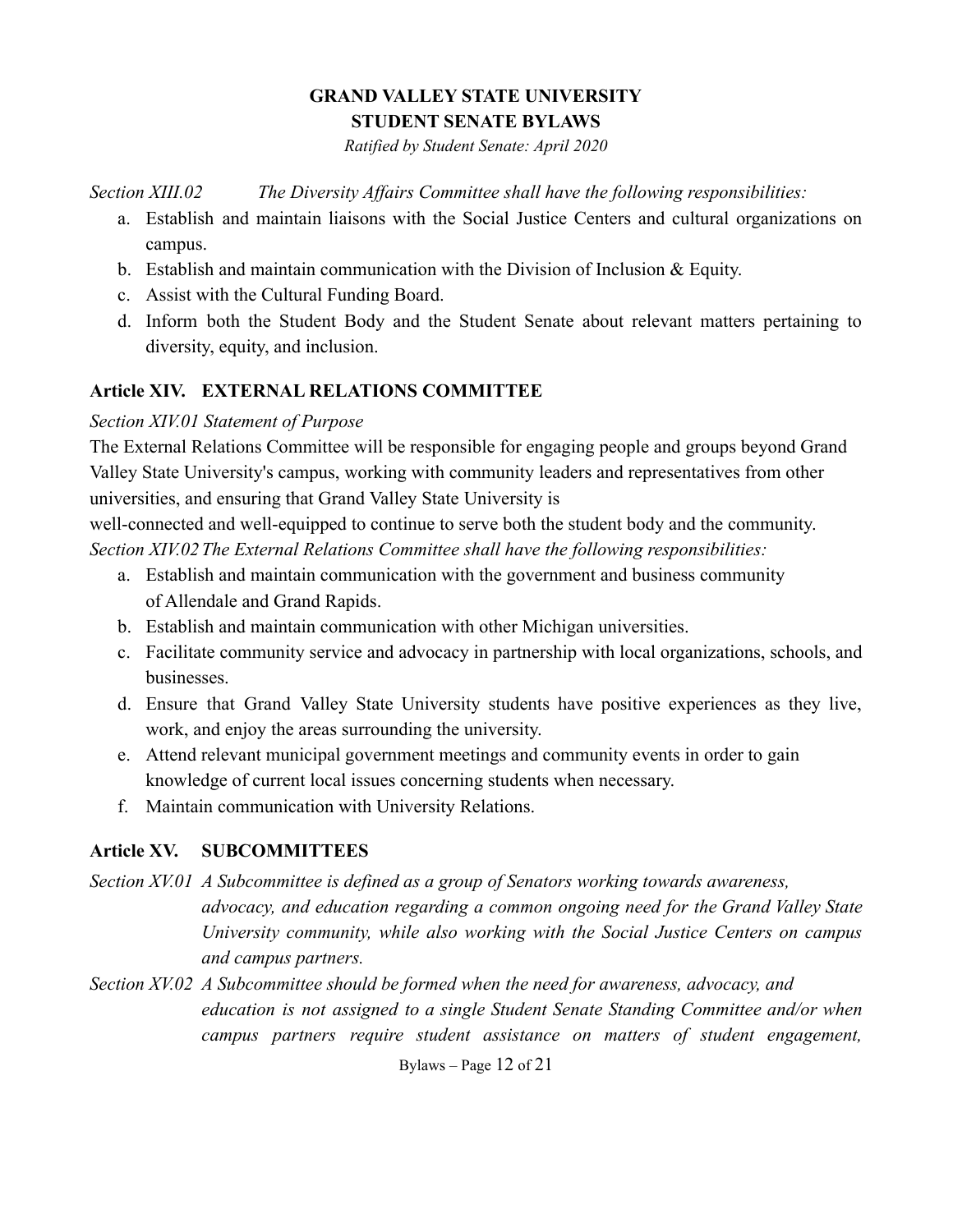*Section XIII.02 The Diversity Affairs Committee shall have the following responsibilities:*

a. Establish and maintain liaisons with the Social Justice Centers and cultural organizations on campus.
b. Establish and maintain communication with the Division of Inclusion & Equity.
c. Assist with the Cultural Funding Board.
d. Inform both the Student Body and the Student Senate about relevant matters pertaining to diversity, equity, and inclusion.

## Article XIV. EXTERNAL RELATIONS COMMITTEE

*Section XIV.01 Statement of Purpose*

The External Relations Committee will be responsible for engaging people and groups beyond Grand Valley State University's campus, working with community leaders and representatives from other universities, and ensuring that Grand Valley State University is well-connected and well-equipped to continue to serve both the student body and the community.

*Section XIV.02 The External Relations Committee shall have the following responsibilities:*

a. Establish and maintain communication with the government and business community of Allendale and Grand Rapids.
b. Establish and maintain communication with other Michigan universities.
c. Facilitate community service and advocacy in partnership with local organizations, schools, and businesses.
d. Ensure that Grand Valley State University students have positive experiences as they live, work, and enjoy the areas surrounding the university.
e. Attend relevant municipal government meetings and community events in order to gain knowledge of current local issues concerning students when necessary.
f. Maintain communication with University Relations.

## Article XV. SUBCOMMITTEES

*Section XV.01 A Subcommittee is defined as a group of Senators working towards awareness, advocacy, and education regarding a common ongoing need for the Grand Valley State University community, while also working with the Social Justice Centers on campus and campus partners.*

*Section XV.02 A Subcommittee should be formed when the need for awareness, advocacy, and education is not assigned to a single Student Senate Standing Committee and/or when campus partners require student assistance on matters of student engagement,*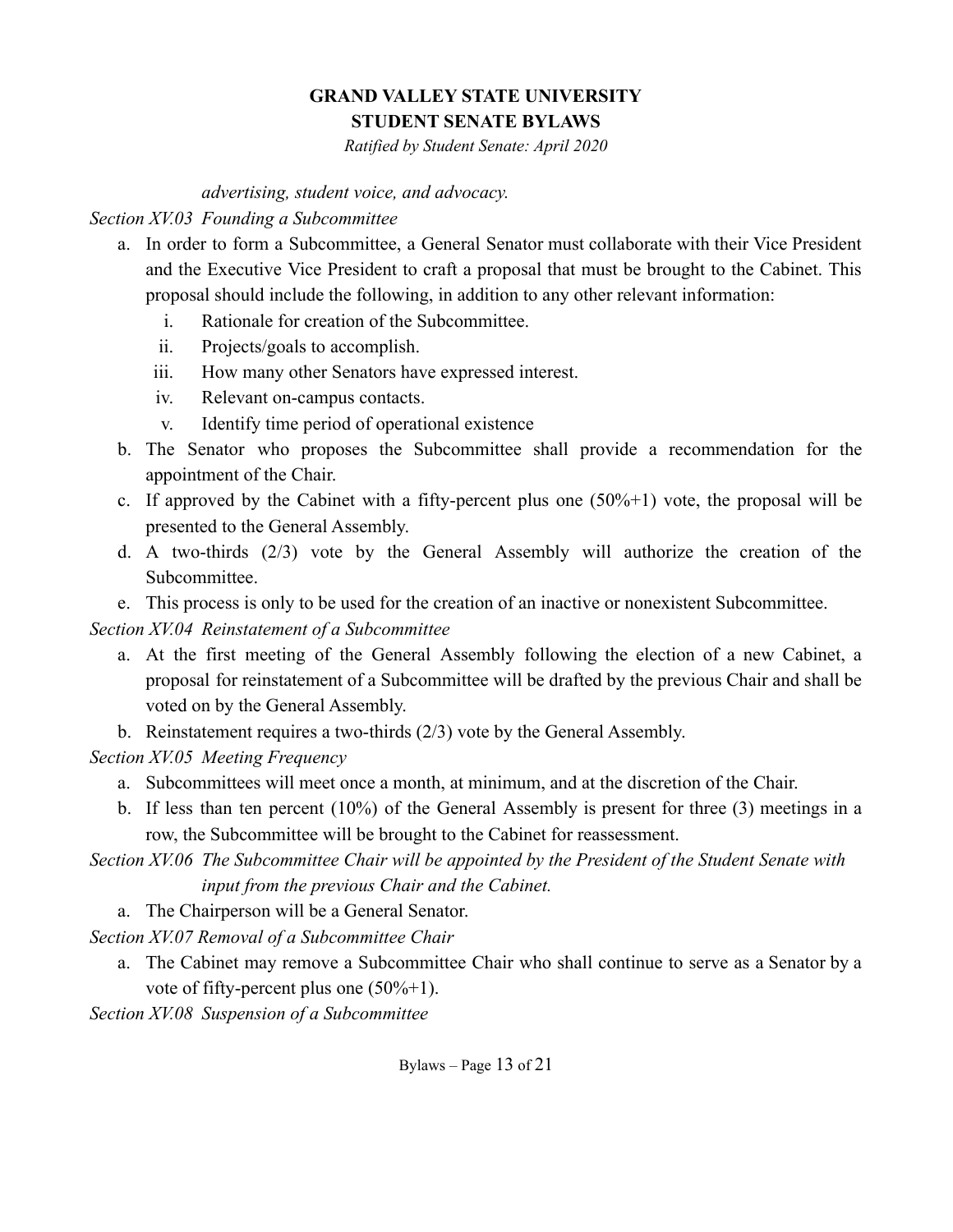*advertising, student voice, and advocacy.*

*Section XV.03 Founding a Subcommittee*

a. In order to form a Subcommittee, a General Senator must collaborate with their Vice President and the Executive Vice President to craft a proposal that must be brought to the Cabinet. This proposal should include the following, in addition to any other relevant information:
   i. Rationale for creation of the Subcommittee.
   ii. Projects/goals to accomplish.
   iii. How many other Senators have expressed interest.
   iv. Relevant on-campus contacts.
   v. Identify time period of operational existence

b. The Senator who proposes the Subcommittee shall provide a recommendation for the appointment of the Chair.

c. If approved by the Cabinet with a fifty-percent plus one (50%+1) vote, the proposal will be presented to the General Assembly.

d. A two-thirds (2/3) vote by the General Assembly will authorize the creation of the Subcommittee.

e. This process is only to be used for the creation of an inactive or nonexistent Subcommittee.

*Section XV.04 Reinstatement of a Subcommittee*

a. At the first meeting of the General Assembly following the election of a new Cabinet, a proposal for reinstatement of a Subcommittee will be drafted by the previous Chair and shall be voted on by the General Assembly.

b. Reinstatement requires a two-thirds (2/3) vote by the General Assembly.

*Section XV.05 Meeting Frequency*

a. Subcommittees will meet once a month, at minimum, and at the discretion of the Chair.

b. If less than ten percent (10%) of the General Assembly is present for three (3) meetings in a row, the Subcommittee will be brought to the Cabinet for reassessment.

*Section XV.06 The Subcommittee Chair will be appointed by the President of the Student Senate with input from the previous Chair and the Cabinet.*

a. The Chairperson will be a General Senator.

*Section XV.07 Removal of a Subcommittee Chair*

a. The Cabinet may remove a Subcommittee Chair who shall continue to serve as a Senator by a vote of fifty-percent plus one (50%+1).

*Section XV.08 Suspension of a Subcommittee*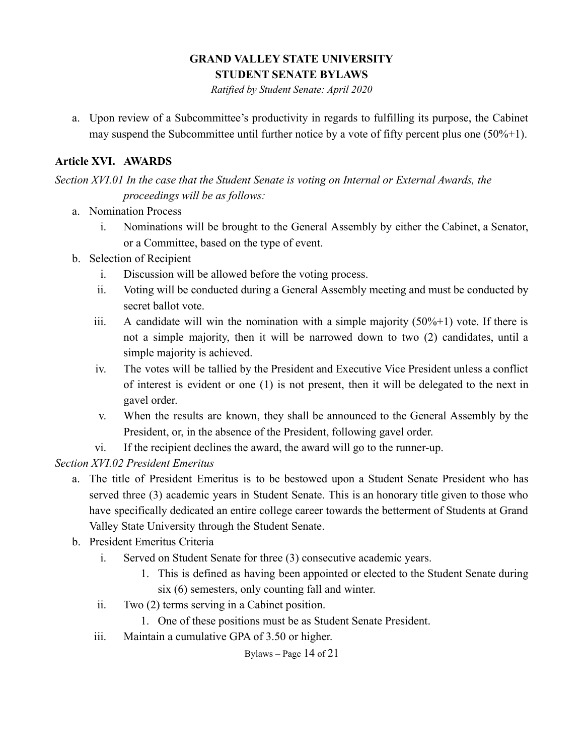a. Upon review of a Subcommittee's productivity in regards to fulfilling its purpose, the Cabinet may suspend the Subcommittee until further notice by a vote of fifty percent plus one (50%+1).

## Article XVI. AWARDS

*Section XVI.01 In the case that the Student Senate is voting on Internal or External Awards, the proceedings will be as follows:*

a. Nomination Process
   i. Nominations will be brought to the General Assembly by either the Cabinet, a Senator, or a Committee, based on the type of event.
b. Selection of Recipient
   i. Discussion will be allowed before the voting process.
   ii. Voting will be conducted during a General Assembly meeting and must be conducted by secret ballot vote.
   iii. A candidate will win the nomination with a simple majority (50%+1) vote. If there is not a simple majority, then it will be narrowed down to two (2) candidates, until a simple majority is achieved.
   iv. The votes will be tallied by the President and Executive Vice President unless a conflict of interest is evident or one (1) is not present, then it will be delegated to the next in gavel order.
   v. When the results are known, they shall be announced to the General Assembly by the President, or, in the absence of the President, following gavel order.
   vi. If the recipient declines the award, the award will go to the runner-up.

*Section XVI.02 President Emeritus*

a. The title of President Emeritus is to be bestowed upon a Student Senate President who has served three (3) academic years in Student Senate. This is an honorary title given to those who have specifically dedicated an entire college career towards the betterment of Students at Grand Valley State University through the Student Senate.
b. President Emeritus Criteria
   i. Served on Student Senate for three (3) consecutive academic years.
      1. This is defined as having been appointed or elected to the Student Senate during six (6) semesters, only counting fall and winter.
   ii. Two (2) terms serving in a Cabinet position.
      1. One of these positions must be as Student Senate President.
   iii. Maintain a cumulative GPA of 3.50 or higher.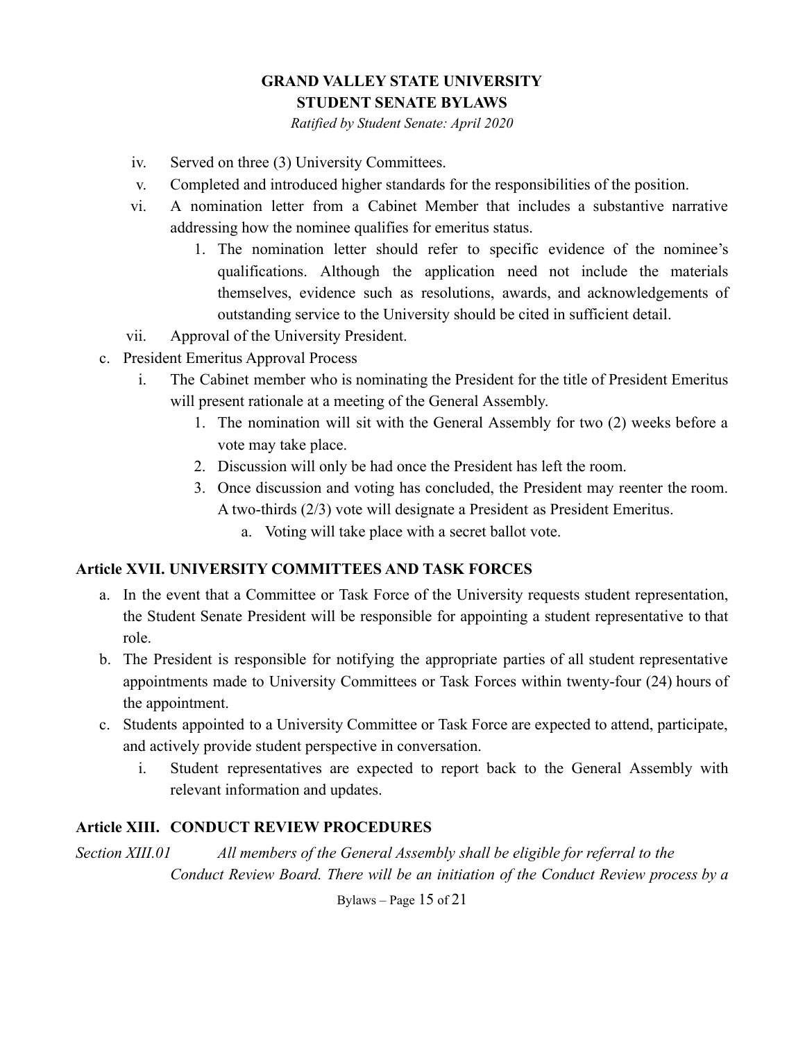iv. Served on three (3) University Committees.
v. Completed and introduced higher standards for the responsibilities of the position.
vi. A nomination letter from a Cabinet Member that includes a substantive narrative addressing how the nominee qualifies for emeritus status.
    1. The nomination letter should refer to specific evidence of the nominee's qualifications. Although the application need not include the materials themselves, evidence such as resolutions, awards, and acknowledgements of outstanding service to the University should be cited in sufficient detail.
vii. Approval of the University President.

c. President Emeritus Approval Process
    i. The Cabinet member who is nominating the President for the title of President Emeritus will present rationale at a meeting of the General Assembly.
        1. The nomination will sit with the General Assembly for two (2) weeks before a vote may take place.
        2. Discussion will only be had once the President has left the room.
        3. Once discussion and voting has concluded, the President may reenter the room. A two-thirds (2/3) vote will designate a President as President Emeritus.
            a. Voting will take place with a secret ballot vote.

## Article XVII. UNIVERSITY COMMITTEES AND TASK FORCES

a. In the event that a Committee or Task Force of the University requests student representation, the Student Senate President will be responsible for appointing a student representative to that role.
b. The President is responsible for notifying the appropriate parties of all student representative appointments made to University Committees or Task Forces within twenty-four (24) hours of the appointment.
c. Students appointed to a University Committee or Task Force are expected to attend, participate, and actively provide student perspective in conversation.
    i. Student representatives are expected to report back to the General Assembly with relevant information and updates.

## Article XIII. CONDUCT REVIEW PROCEDURES

*Section XIII.01* *All members of the General Assembly shall be eligible for referral to the Conduct Review Board. There will be an initiation of the Conduct Review process by a*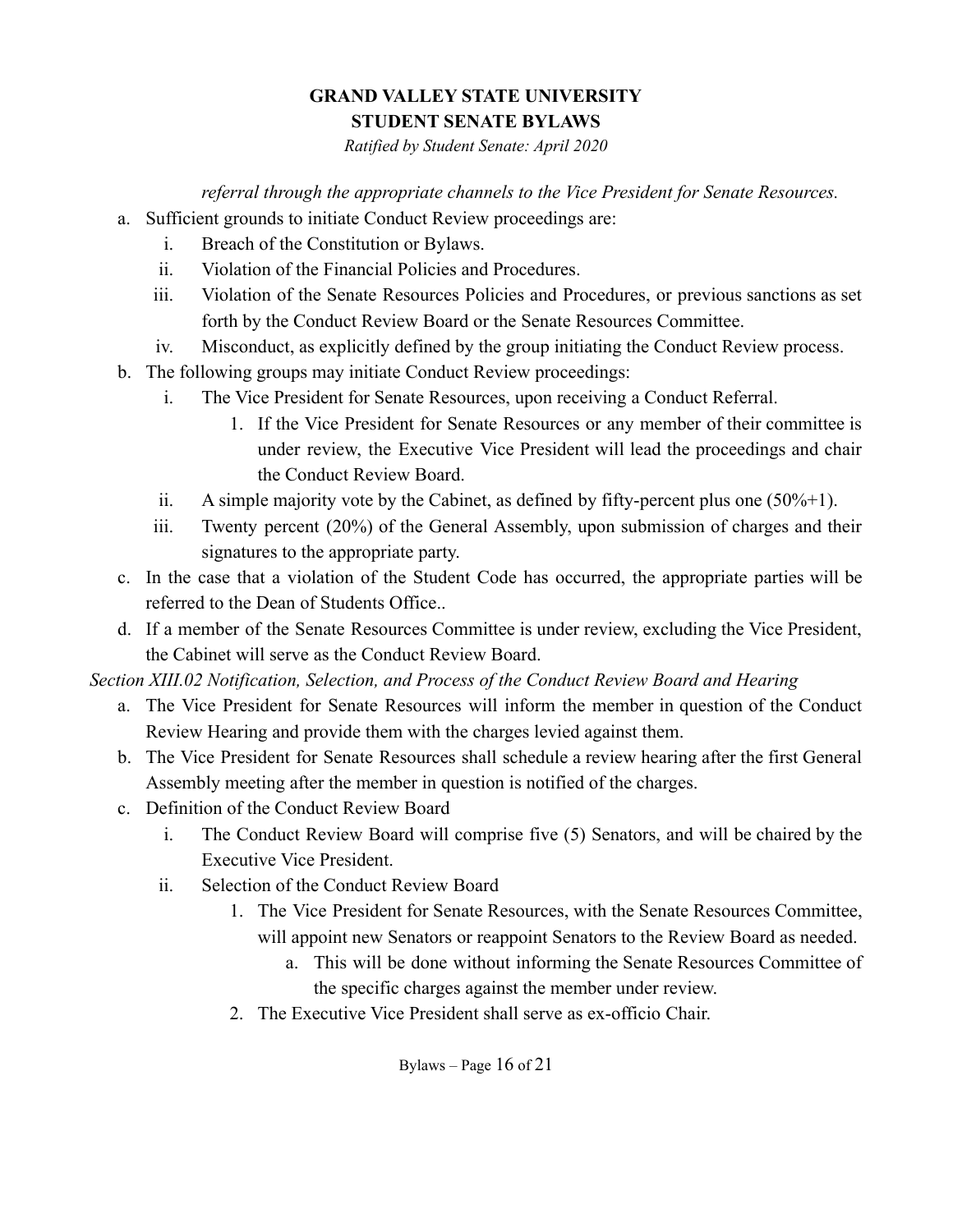*referral through the appropriate channels to the Vice President for Senate Resources.*

a. Sufficient grounds to initiate Conduct Review proceedings are:
   i. Breach of the Constitution or Bylaws.
   ii. Violation of the Financial Policies and Procedures.
   iii. Violation of the Senate Resources Policies and Procedures, or previous sanctions as set forth by the Conduct Review Board or the Senate Resources Committee.
   iv. Misconduct, as explicitly defined by the group initiating the Conduct Review process.
b. The following groups may initiate Conduct Review proceedings:
   i. The Vice President for Senate Resources, upon receiving a Conduct Referral.
      1. If the Vice President for Senate Resources or any member of their committee is under review, the Executive Vice President will lead the proceedings and chair the Conduct Review Board.
   ii. A simple majority vote by the Cabinet, as defined by fifty-percent plus one (50%+1).
   iii. Twenty percent (20%) of the General Assembly, upon submission of charges and their signatures to the appropriate party.
c. In the case that a violation of the Student Code has occurred, the appropriate parties will be referred to the Dean of Students Office..
d. If a member of the Senate Resources Committee is under review, excluding the Vice President, the Cabinet will serve as the Conduct Review Board.

*Section XIII.02 Notification, Selection, and Process of the Conduct Review Board and Hearing*

a. The Vice President for Senate Resources will inform the member in question of the Conduct Review Hearing and provide them with the charges levied against them.
b. The Vice President for Senate Resources shall schedule a review hearing after the first General Assembly meeting after the member in question is notified of the charges.
c. Definition of the Conduct Review Board
   i. The Conduct Review Board will comprise five (5) Senators, and will be chaired by the Executive Vice President.
   ii. Selection of the Conduct Review Board
      1. The Vice President for Senate Resources, with the Senate Resources Committee, will appoint new Senators or reappoint Senators to the Review Board as needed.
         a. This will be done without informing the Senate Resources Committee of the specific charges against the member under review.
      2. The Executive Vice President shall serve as ex-officio Chair.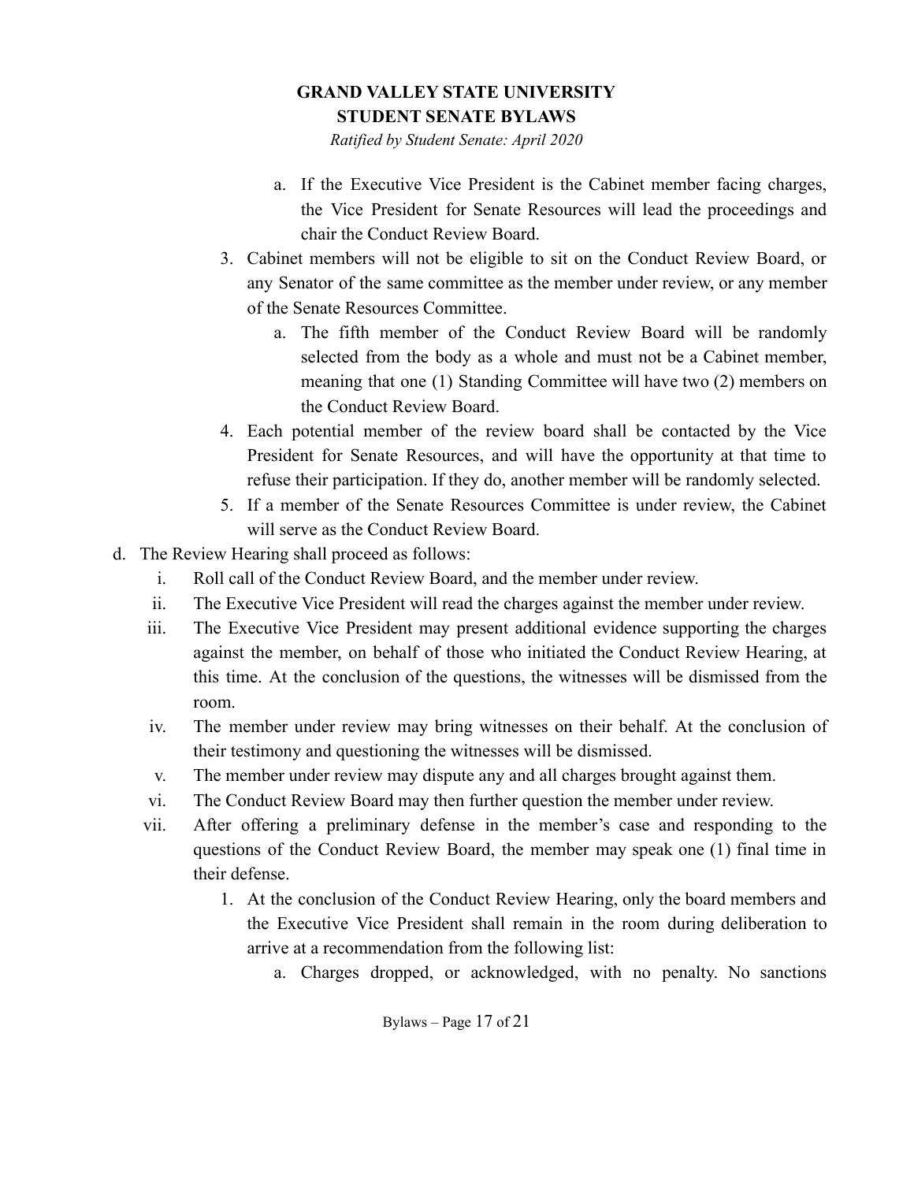a. If the Executive Vice President is the Cabinet member facing charges, the Vice President for Senate Resources will lead the proceedings and chair the Conduct Review Board.

3. Cabinet members will not be eligible to sit on the Conduct Review Board, or any Senator of the same committee as the member under review, or any member of the Senate Resources Committee.
   a. The fifth member of the Conduct Review Board will be randomly selected from the body as a whole and must not be a Cabinet member, meaning that one (1) Standing Committee will have two (2) members on the Conduct Review Board.
4. Each potential member of the review board shall be contacted by the Vice President for Senate Resources, and will have the opportunity at that time to refuse their participation. If they do, another member will be randomly selected.
5. If a member of the Senate Resources Committee is under review, the Cabinet will serve as the Conduct Review Board.

d. The Review Hearing shall proceed as follows:
   i. Roll call of the Conduct Review Board, and the member under review.
   ii. The Executive Vice President will read the charges against the member under review.
   iii. The Executive Vice President may present additional evidence supporting the charges against the member, on behalf of those who initiated the Conduct Review Hearing, at this time. At the conclusion of the questions, the witnesses will be dismissed from the room.
   iv. The member under review may bring witnesses on their behalf. At the conclusion of their testimony and questioning the witnesses will be dismissed.
   v. The member under review may dispute any and all charges brought against them.
   vi. The Conduct Review Board may then further question the member under review.
   vii. After offering a preliminary defense in the member's case and responding to the questions of the Conduct Review Board, the member may speak one (1) final time in their defense.
      1. At the conclusion of the Conduct Review Hearing, only the board members and the Executive Vice President shall remain in the room during deliberation to arrive at a recommendation from the following list:
         a. Charges dropped, or acknowledged, with no penalty. No sanctions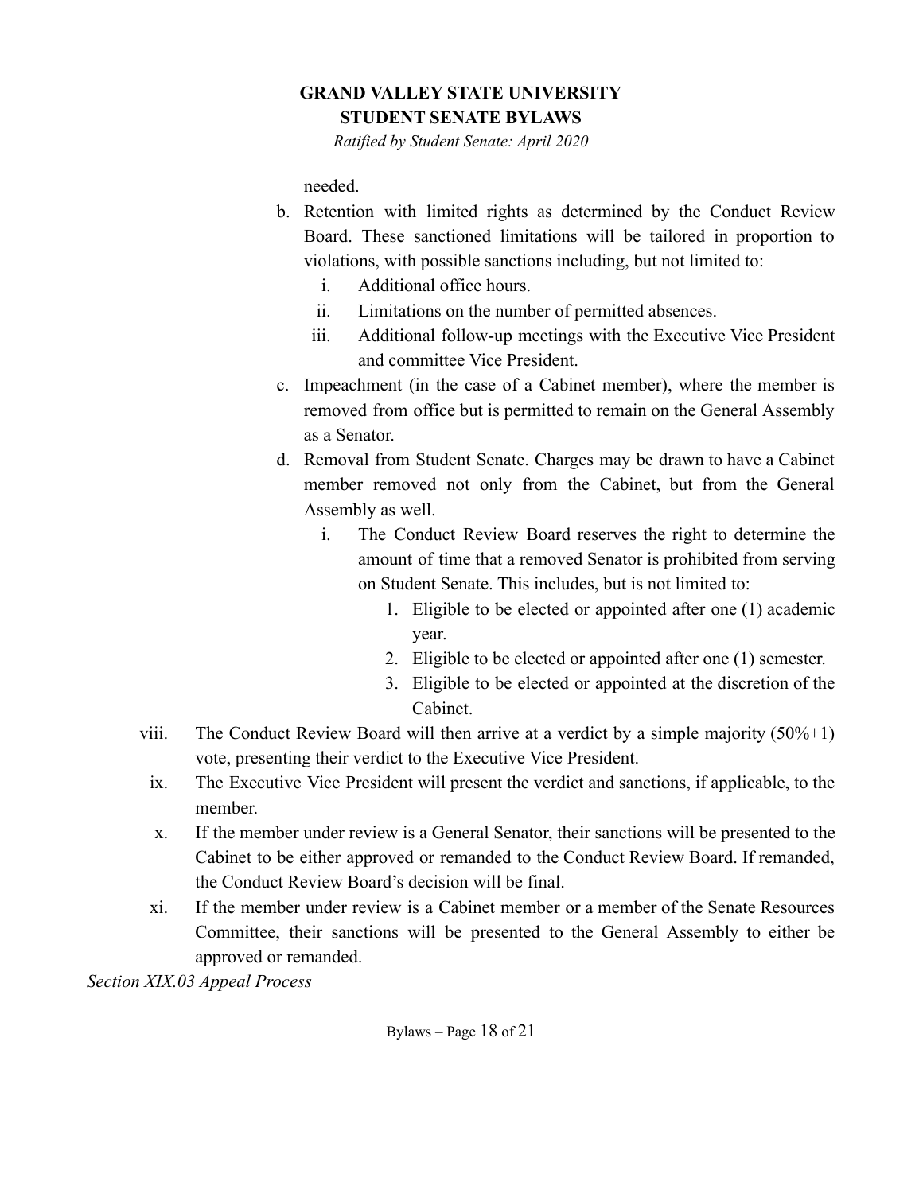needed.

b. Retention with limited rights as determined by the Conduct Review Board. These sanctioned limitations will be tailored in proportion to violations, with possible sanctions including, but not limited to:
    i. Additional office hours.
    ii. Limitations on the number of permitted absences.
    iii. Additional follow-up meetings with the Executive Vice President and committee Vice President.
c. Impeachment (in the case of a Cabinet member), where the member is removed from office but is permitted to remain on the General Assembly as a Senator.
d. Removal from Student Senate. Charges may be drawn to have a Cabinet member removed not only from the Cabinet, but from the General Assembly as well.
    i. The Conduct Review Board reserves the right to determine the amount of time that a removed Senator is prohibited from serving on Student Senate. This includes, but is not limited to:
        1. Eligible to be elected or appointed after one (1) academic year.
        2. Eligible to be elected or appointed after one (1) semester.
        3. Eligible to be elected or appointed at the discretion of the Cabinet.

viii. The Conduct Review Board will then arrive at a verdict by a simple majority (50%+1) vote, presenting their verdict to the Executive Vice President.

ix. The Executive Vice President will present the verdict and sanctions, if applicable, to the member.

x. If the member under review is a General Senator, their sanctions will be presented to the Cabinet to be either approved or remanded to the Conduct Review Board. If remanded, the Conduct Review Board's decision will be final.

xi. If the member under review is a Cabinet member or a member of the Senate Resources Committee, their sanctions will be presented to the General Assembly to either be approved or remanded.

*Section XIX.03 Appeal Process*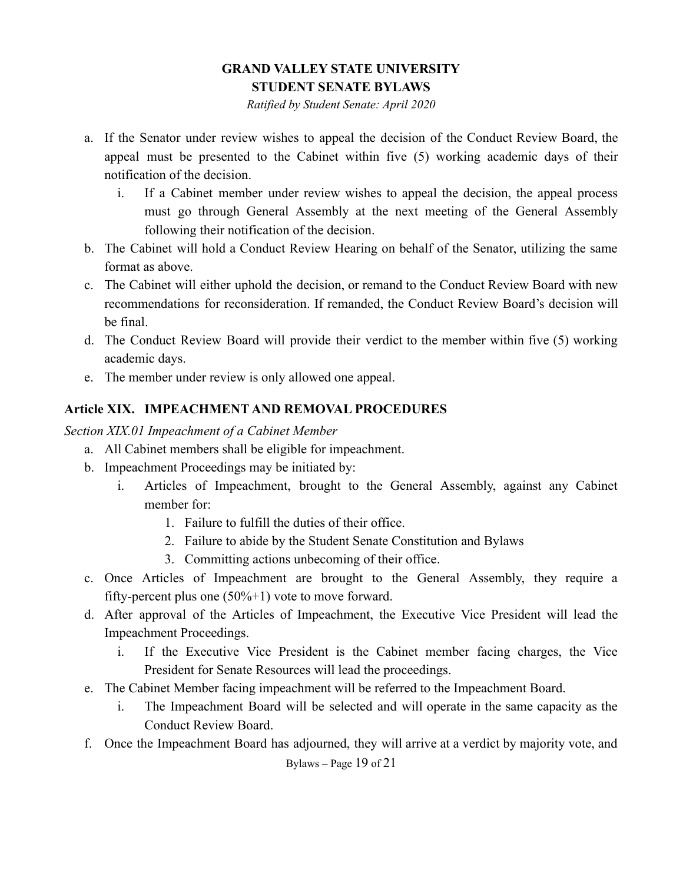a. If the Senator under review wishes to appeal the decision of the Conduct Review Board, the appeal must be presented to the Cabinet within five (5) working academic days of their notification of the decision.
    i. If a Cabinet member under review wishes to appeal the decision, the appeal process must go through General Assembly at the next meeting of the General Assembly following their notification of the decision.
b. The Cabinet will hold a Conduct Review Hearing on behalf of the Senator, utilizing the same format as above.
c. The Cabinet will either uphold the decision, or remand to the Conduct Review Board with new recommendations for reconsideration. If remanded, the Conduct Review Board's decision will be final.
d. The Conduct Review Board will provide their verdict to the member within five (5) working academic days.
e. The member under review is only allowed one appeal.

## Article XIX. IMPEACHMENT AND REMOVAL PROCEDURES

*Section XIX.01 Impeachment of a Cabinet Member*

a. All Cabinet members shall be eligible for impeachment.
b. Impeachment Proceedings may be initiated by:
    i. Articles of Impeachment, brought to the General Assembly, against any Cabinet member for:
        1. Failure to fulfill the duties of their office.
        2. Failure to abide by the Student Senate Constitution and Bylaws
        3. Committing actions unbecoming of their office.
c. Once Articles of Impeachment are brought to the General Assembly, they require a fifty-percent plus one (50%+1) vote to move forward.
d. After approval of the Articles of Impeachment, the Executive Vice President will lead the Impeachment Proceedings.
    i. If the Executive Vice President is the Cabinet member facing charges, the Vice President for Senate Resources will lead the proceedings.
e. The Cabinet Member facing impeachment will be referred to the Impeachment Board.
    i. The Impeachment Board will be selected and will operate in the same capacity as the Conduct Review Board.
f. Once the Impeachment Board has adjourned, they will arrive at a verdict by majority vote, and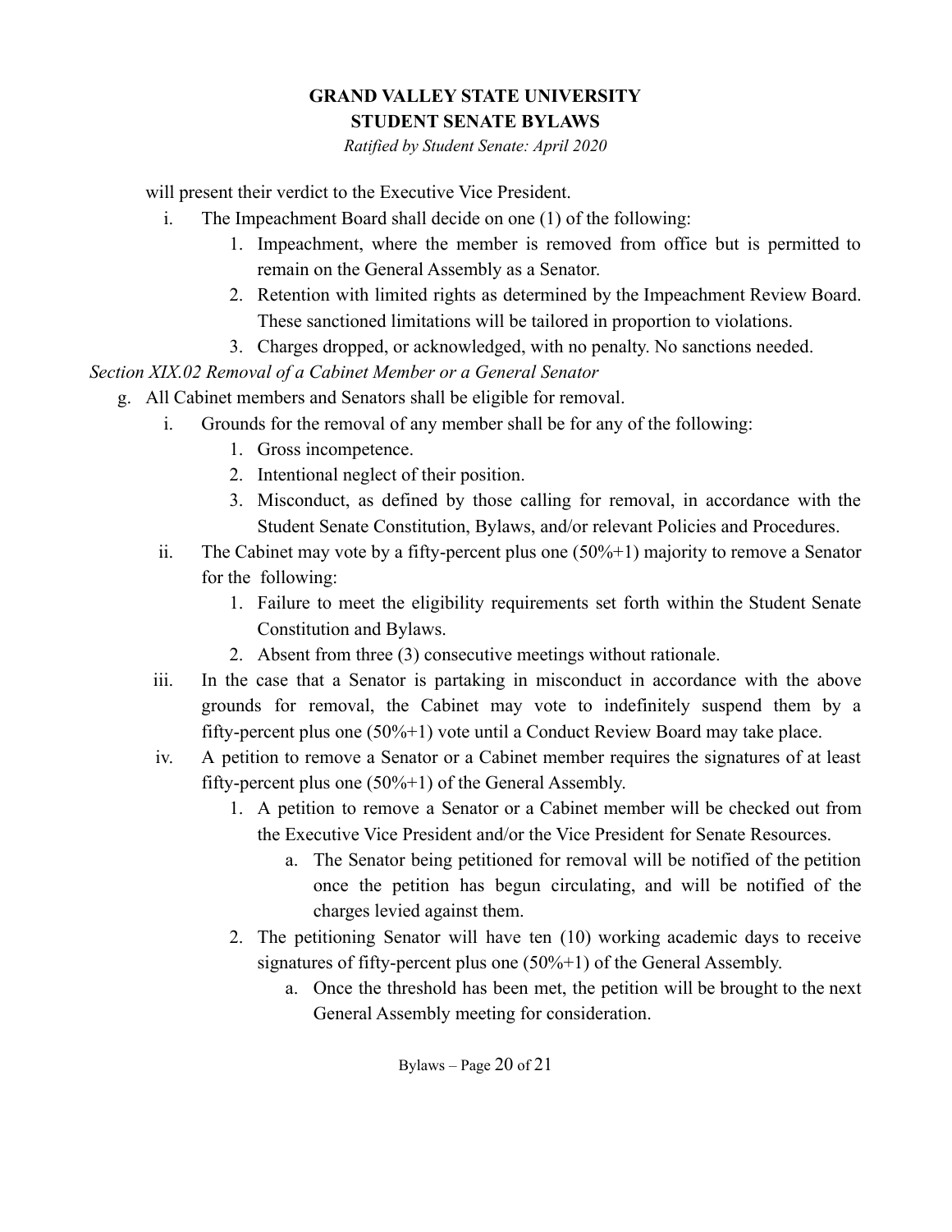will present their verdict to the Executive Vice President.

i. The Impeachment Board shall decide on one (1) of the following:
   1. Impeachment, where the member is removed from office but is permitted to remain on the General Assembly as a Senator.
   2. Retention with limited rights as determined by the Impeachment Review Board. These sanctioned limitations will be tailored in proportion to violations.
   3. Charges dropped, or acknowledged, with no penalty. No sanctions needed.

*Section XIX.02 Removal of a Cabinet Member or a General Senator*

g. All Cabinet members and Senators shall be eligible for removal.
   i. Grounds for the removal of any member shall be for any of the following:
      1. Gross incompetence.
      2. Intentional neglect of their position.
      3. Misconduct, as defined by those calling for removal, in accordance with the Student Senate Constitution, Bylaws, and/or relevant Policies and Procedures.
   ii. The Cabinet may vote by a fifty-percent plus one (50%+1) majority to remove a Senator for the following:
      1. Failure to meet the eligibility requirements set forth within the Student Senate Constitution and Bylaws.
      2. Absent from three (3) consecutive meetings without rationale.
   iii. In the case that a Senator is partaking in misconduct in accordance with the above grounds for removal, the Cabinet may vote to indefinitely suspend them by a fifty-percent plus one (50%+1) vote until a Conduct Review Board may take place.
   iv. A petition to remove a Senator or a Cabinet member requires the signatures of at least fifty-percent plus one (50%+1) of the General Assembly.
      1. A petition to remove a Senator or a Cabinet member will be checked out from the Executive Vice President and/or the Vice President for Senate Resources.
         a. The Senator being petitioned for removal will be notified of the petition once the petition has begun circulating, and will be notified of the charges levied against them.
      2. The petitioning Senator will have ten (10) working academic days to receive signatures of fifty-percent plus one (50%+1) of the General Assembly.
         a. Once the threshold has been met, the petition will be brought to the next General Assembly meeting for consideration.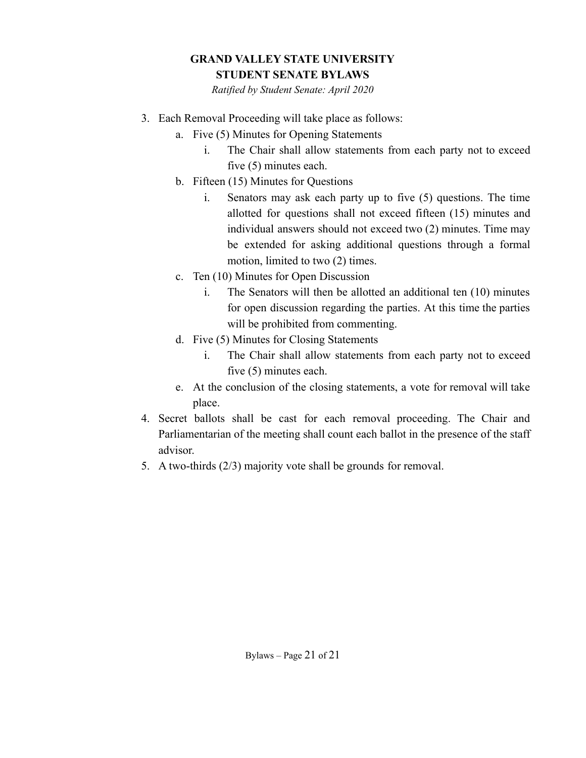3. Each Removal Proceeding will take place as follows:
    a. Five (5) Minutes for Opening Statements
        i. The Chair shall allow statements from each party not to exceed five (5) minutes each.
    b. Fifteen (15) Minutes for Questions
        i. Senators may ask each party up to five (5) questions. The time allotted for questions shall not exceed fifteen (15) minutes and individual answers should not exceed two (2) minutes. Time may be extended for asking additional questions through a formal motion, limited to two (2) times.
    c. Ten (10) Minutes for Open Discussion
        i. The Senators will then be allotted an additional ten (10) minutes for open discussion regarding the parties. At this time the parties will be prohibited from commenting.
    d. Five (5) Minutes for Closing Statements
        i. The Chair shall allow statements from each party not to exceed five (5) minutes each.
    e. At the conclusion of the closing statements, a vote for removal will take place.
4. Secret ballots shall be cast for each removal proceeding. The Chair and Parliamentarian of the meeting shall count each ballot in the presence of the staff advisor.
5. A two-thirds (2/3) majority vote shall be grounds for removal.